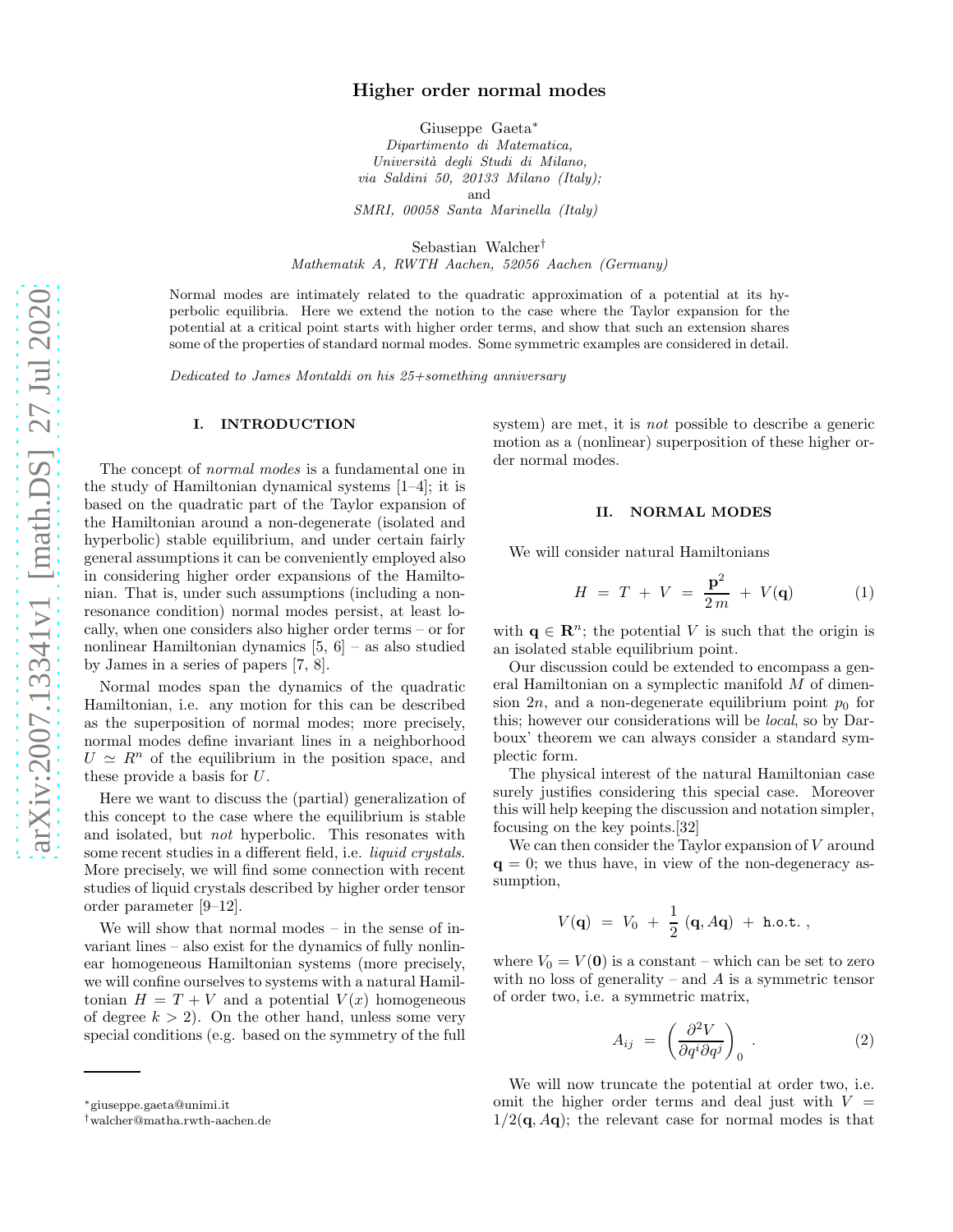# Higher order normal modes

Giuseppe Gaeta[*]
*Dipartimento di Matematica,*
*Università degli Studi di Milano,*
*via Saldini 50, 20133 Milano (Italy);*
and
*SMRI, 00058 Santa Marinella (Italy)*

Sebastian Walcher[†]
*Mathematik A, RWTH Aachen, 52056 Aachen (Germany)*

Normal modes are intimately related to the quadratic approximation of a potential at its hyperbolic equilibria. Here we extend the notion to the case where the Taylor expansion for the potential at a critical point starts with higher order terms, and show that such an extension shares some of the properties of standard normal modes. Some symmetric examples are considered in detail.

*Dedicated to James Montaldi on his 25+something anniversary*

## I. INTRODUCTION

The concept of *normal modes* is a fundamental one in the study of Hamiltonian dynamical systems [1–4]; it is based on the quadratic part of the Taylor expansion of the Hamiltonian around a non-degenerate (isolated and hyperbolic) stable equilibrium, and under certain fairly general assumptions it can be conveniently employed also in considering higher order expansions of the Hamiltonian. That is, under such assumptions (including a non-resonance condition) normal modes persist, at least locally, when one considers also higher order terms – or for nonlinear Hamiltonian dynamics [5, 6] – as also studied by James in a series of papers [7, 8].

Normal modes span the dynamics of the quadratic Hamiltonian, i.e. any motion for this can be described as the superposition of normal modes; more precisely, normal modes define invariant lines in a neighborhood $U \simeq R^n$ of the equilibrium in the position space, and these provide a basis for $U$.

Here we want to discuss the (partial) generalization of this concept to the case where the equilibrium is stable and isolated, but *not* hyperbolic. This resonates with some recent studies in a different field, i.e. *liquid crystals*. More precisely, we will find some connection with recent studies of liquid crystals described by higher order tensor order parameter [9–12].

We will show that normal modes – in the sense of invariant lines – also exist for the dynamics of fully nonlinear homogeneous Hamiltonian systems (more precisely, we will confine ourselves to systems with a natural Hamiltonian $H = T + V$ and a potential $V(x)$ homogeneous of degree $k > 2$). On the other hand, unless some very special conditions (e.g. based on the symmetry of the full system) are met, it is *not* possible to describe a generic motion as a (nonlinear) superposition of these higher order normal modes.

## II. NORMAL MODES

We will consider natural Hamiltonians

$$H \;=\; T \,+\, V \;=\; \frac{\mathbf{p}^2}{2\,m} \;+\; V(\mathbf{q}) \tag{1}$$

with $\mathbf{q} \in \mathbf{R}^n$; the potential $V$ is such that the origin is an isolated stable equilibrium point.

Our discussion could be extended to encompass a general Hamiltonian on a symplectic manifold $M$ of dimension $2n$, and a non-degenerate equilibrium point $p_0$ for this; however our considerations will be *local*, so by Darboux' theorem we can always consider a standard symplectic form.

The physical interest of the natural Hamiltonian case surely justifies considering this special case. Moreover this will help keeping the discussion and notation simpler, focusing on the key points.[32]

We can then consider the Taylor expansion of $V$ around $\mathbf{q} = 0$; we thus have, in view of the non-degeneracy assumption,

$$V(\mathbf{q}) \;=\; V_0 \;+\; \frac{1}{2}\,(\mathbf{q}, A\mathbf{q}) \;+\; \texttt{h.o.t.}\;,$$

where $V_0 = V(\mathbf{0})$ is a constant – which can be set to zero with no loss of generality – and $A$ is a symmetric tensor of order two, i.e. a symmetric matrix,

$$A_{ij} \;=\; \left(\frac{\partial^2 V}{\partial q^i \partial q^j}\right)_0 \,. \tag{2}$$

We will now truncate the potential at order two, i.e. omit the higher order terms and deal just with $V = 1/2(\mathbf{q}, A\mathbf{q})$; the relevant case for normal modes is that

---

[*] giuseppe.gaeta@unimi.it
[†] walcher@matha.rwth-aachen.de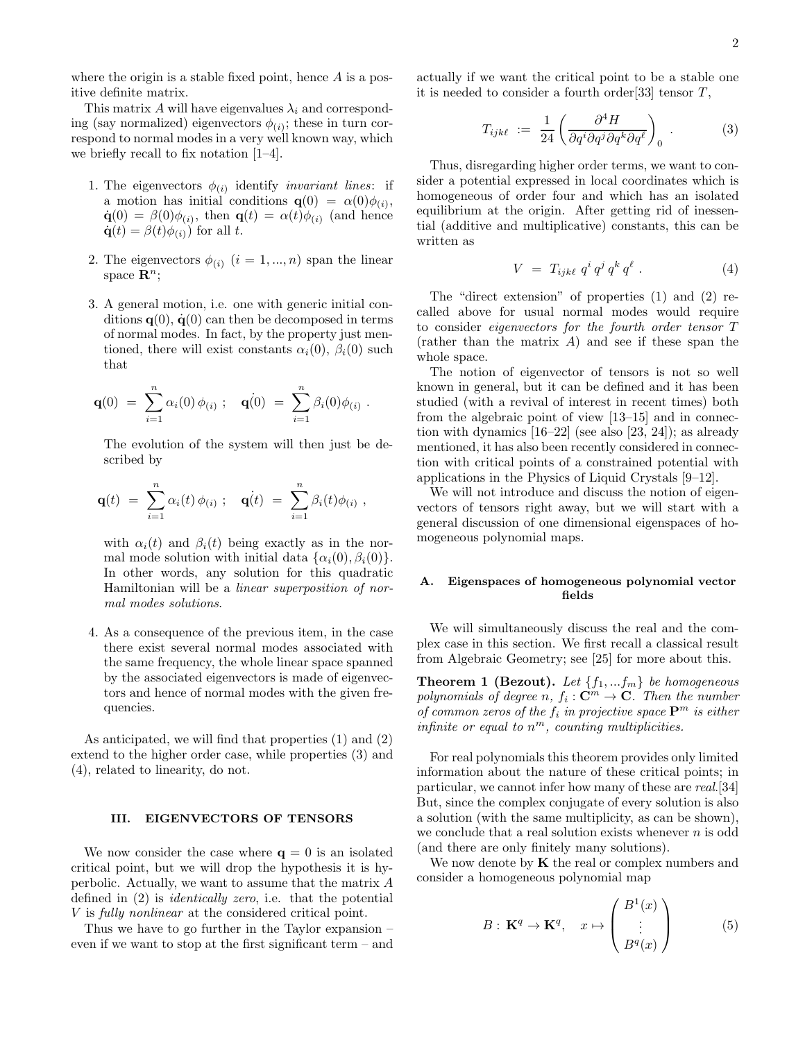where the origin is a stable fixed point, hence $A$ is a positive definite matrix.

This matrix $A$ will have eigenvalues $\lambda_i$ and corresponding (say normalized) eigenvectors $\phi_{(i)}$; these in turn correspond to normal modes in a very well known way, which we briefly recall to fix notation [1–4].

1. The eigenvectors $\phi_{(i)}$ identify *invariant lines*: if a motion has initial conditions $\mathbf{q}(0) = \alpha(0)\phi_{(i)}$, $\dot{\mathbf{q}}(0) = \beta(0)\phi_{(i)}$, then $\mathbf{q}(t) = \alpha(t)\phi_{(i)}$ (and hence $\dot{\mathbf{q}}(t) = \beta(t)\phi_{(i)}$) for all $t$.

2. The eigenvectors $\phi_{(i)}$ $(i = 1, ..., n)$ span the linear space $\mathbf{R}^n$;

3. A general motion, i.e. one with generic initial conditions $\mathbf{q}(0), \dot{\mathbf{q}}(0)$ can then be decomposed in terms of normal modes. In fact, by the property just mentioned, there will exist constants $\alpha_i(0)$, $\beta_i(0)$ such that

$$\mathbf{q}(0) \ = \ \sum_{i=1}^{n} \alpha_i(0)\, \phi_{(i)} \ ; \quad \dot{\mathbf{q}(0)} \ = \ \sum_{i=1}^{n} \beta_i(0)\phi_{(i)} \ .$$

   The evolution of the system will then just be described by

$$\mathbf{q}(t) \ = \ \sum_{i=1}^{n} \alpha_i(t)\, \phi_{(i)} \ ; \quad \dot{\mathbf{q}(t)} \ = \ \sum_{i=1}^{n} \beta_i(t)\phi_{(i)} \ ,$$

   with $\alpha_i(t)$ and $\beta_i(t)$ being exactly as in the normal mode solution with initial data $\{\alpha_i(0), \beta_i(0)\}$. In other words, any solution for this quadratic Hamiltonian will be a *linear superposition of normal modes solutions*.

4. As a consequence of the previous item, in the case there exist several normal modes associated with the same frequency, the whole linear space spanned by the associated eigenvectors is made of eigenvectors and hence of normal modes with the given frequencies.

As anticipated, we will find that properties (1) and (2) extend to the higher order case, while properties (3) and (4), related to linearity, do not.

## III. EIGENVECTORS OF TENSORS

We now consider the case where $\mathbf{q} = 0$ is an isolated critical point, but we will drop the hypothesis it is hyperbolic. Actually, we want to assume that the matrix $A$ defined in (2) is *identically zero*, i.e. that the potential $V$ is *fully nonlinear* at the considered critical point.

Thus we have to go further in the Taylor expansion – even if we want to stop at the first significant term – and actually if we want the critical point to be a stable one it is needed to consider a fourth order[33] tensor $T$,

$$T_{ijk\ell} \ := \ \frac{1}{24} \left( \frac{\partial^4 H}{\partial q^i \partial q^j \partial q^k \partial q^\ell} \right)_0 \ . \tag{3}$$

Thus, disregarding higher order terms, we want to consider a potential expressed in local coordinates which is homogeneous of order four and which has an isolated equilibrium at the origin. After getting rid of inessential (additive and multiplicative) constants, this can be written as

$$V \ = \ T_{ijk\ell} \; q^i \, q^j \, q^k \, q^\ell \ . \tag{4}$$

The "direct extension" of properties (1) and (2) recalled above for usual normal modes would require to consider *eigenvectors for the fourth order tensor* $T$ (rather than the matrix $A$) and see if these span the whole space.

The notion of eigenvector of tensors is not so well known in general, but it can be defined and it has been studied (with a revival of interest in recent times) both from the algebraic point of view [13–15] and in connection with dynamics [16–22] (see also [23, 24]); as already mentioned, it has also been recently considered in connection with critical points of a constrained potential with applications in the Physics of Liquid Crystals [9–12].

We will not introduce and discuss the notion of eigenvectors of tensors right away, but we will start with a general discussion of one dimensional eigenspaces of homogeneous polynomial maps.

### A. Eigenspaces of homogeneous polynomial vector fields

We will simultaneously discuss the real and the complex case in this section. We first recall a classical result from Algebraic Geometry; see [25] for more about this.

**Theorem 1 (Bezout).** *Let $\{f_1, ... f_m\}$ be homogeneous polynomials of degree $n$, $f_i : \mathbf{C}^m \to \mathbf{C}$. Then the number of common zeros of the $f_i$ in projective space $\mathbf{P}^m$ is either infinite or equal to $n^m$, counting multiplicities.*

For real polynomials this theorem provides only limited information about the nature of these critical points; in particular, we cannot infer how many of these are *real*.[34] But, since the complex conjugate of every solution is also a solution (with the same multiplicity, as can be shown), we conclude that a real solution exists whenever $n$ is odd (and there are only finitely many solutions).

We now denote by $\mathbf{K}$ the real or complex numbers and consider a homogeneous polynomial map

$$B : \mathbf{K}^q \to \mathbf{K}^q, \quad x \mapsto \begin{pmatrix} B^1(x) \\ \vdots \\ B^q(x) \end{pmatrix} \tag{5}$$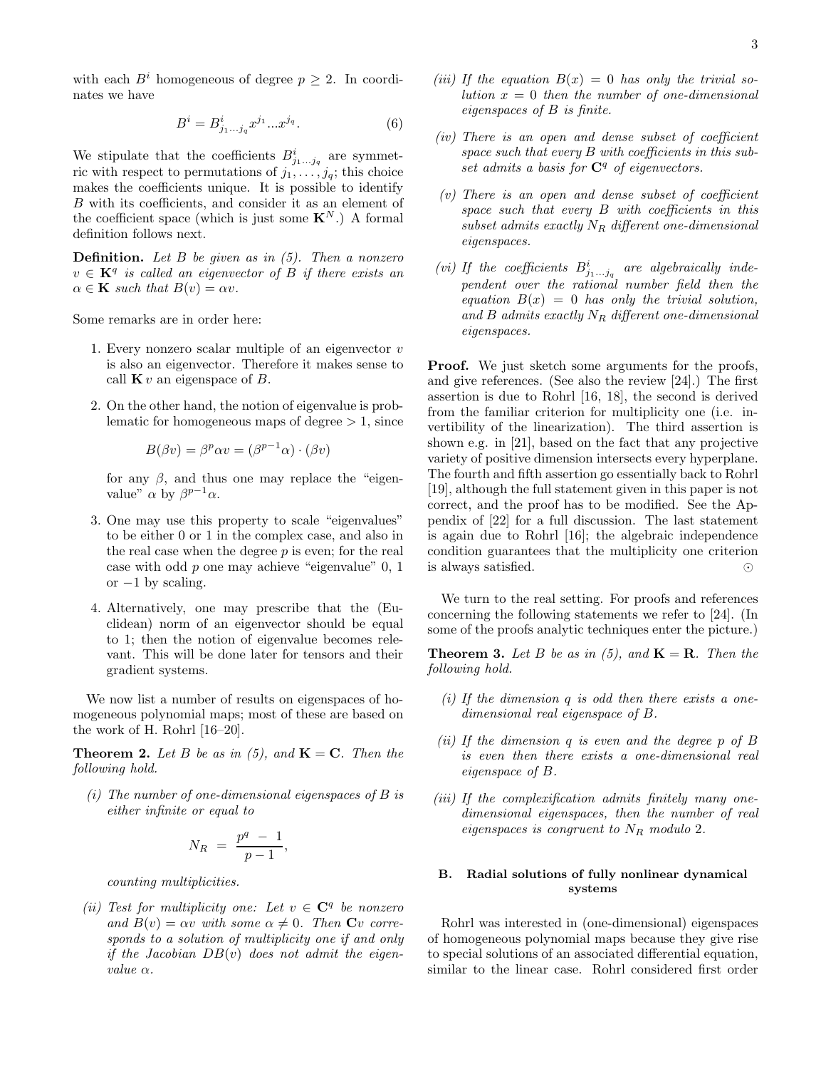with each $B^i$ homogeneous of degree $p \geq 2$. In coordinates we have

$$B^i = B^i_{j_1 \dots j_q} x^{j_1} \dots x^{j_q}. \tag{6}$$

We stipulate that the coefficients $B^i_{j_1 \dots j_q}$ are symmetric with respect to permutations of $j_1, \dots, j_q$; this choice makes the coefficients unique. It is possible to identify $B$ with its coefficients, and consider it as an element of the coefficient space (which is just some $\mathbf{K}^N$.) A formal definition follows next.

**Definition.** *Let $B$ be given as in (5). Then a nonzero $v \in \mathbf{K}^q$ is called an eigenvector of $B$ if there exists an $\alpha \in \mathbf{K}$ such that $B(v) = \alpha v$.*

Some remarks are in order here:

1. Every nonzero scalar multiple of an eigenvector $v$ is also an eigenvector. Therefore it makes sense to call $\mathbf{K}\, v$ an eigenspace of $B$.
2. On the other hand, the notion of eigenvalue is problematic for homogeneous maps of degree $> 1$, since
   $$B(\beta v) = \beta^p \alpha v = (\beta^{p-1}\alpha) \cdot (\beta v)$$
   for any $\beta$, and thus one may replace the "eigenvalue" $\alpha$ by $\beta^{p-1}\alpha$.
3. One may use this property to scale "eigenvalues" to be either 0 or 1 in the complex case, and also in the real case when the degree $p$ is even; for the real case with odd $p$ one may achieve "eigenvalue" 0, 1 or $-1$ by scaling.
4. Alternatively, one may prescribe that the (Euclidean) norm of an eigenvector should be equal to 1; then the notion of eigenvalue becomes relevant. This will be done later for tensors and their gradient systems.

We now list a number of results on eigenspaces of homogeneous polynomial maps; most of these are based on the work of H. Rohrl [16–20].

**Theorem 2.** *Let $B$ be as in (5), and $\mathbf{K} = \mathbf{C}$. Then the following hold.*

*(i) The number of one-dimensional eigenspaces of $B$ is either infinite or equal to*

$$N_R = \frac{p^q - 1}{p - 1},$$

*counting multiplicities.*

*(ii) Test for multiplicity one: Let $v \in \mathbf{C}^q$ be nonzero and $B(v) = \alpha v$ with some $\alpha \neq 0$. Then $\mathbf{C}v$ corresponds to a solution of multiplicity one if and only if the Jacobian $DB(v)$ does not admit the eigenvalue $\alpha$.*

*(iii) If the equation $B(x) = 0$ has only the trivial solution $x = 0$ then the number of one-dimensional eigenspaces of $B$ is finite.*

*(iv) There is an open and dense subset of coefficient space such that every $B$ with coefficients in this subset admits a basis for $\mathbf{C}^q$ of eigenvectors.*

*(v) There is an open and dense subset of coefficient space such that every $B$ with coefficients in this subset admits exactly $N_R$ different one-dimensional eigenspaces.*

*(vi) If the coefficients $B^i_{j_1 \dots j_q}$ are algebraically independent over the rational number field then the equation $B(x) = 0$ has only the trivial solution, and $B$ admits exactly $N_R$ different one-dimensional eigenspaces.*

**Proof.** We just sketch some arguments for the proofs, and give references. (See also the review [24].) The first assertion is due to Rohrl [16, 18], the second is derived from the familiar criterion for multiplicity one (i.e. invertibility of the linearization). The third assertion is shown e.g. in [21], based on the fact that any projective variety of positive dimension intersects every hyperplane. The fourth and fifth assertion go essentially back to Rohrl [19], although the full statement given in this paper is not correct, and the proof has to be modified. See the Appendix of [22] for a full discussion. The last statement is again due to Rohrl [16]; the algebraic independence condition guarantees that the multiplicity one criterion is always satisfied. ⊙

We turn to the real setting. For proofs and references concerning the following statements we refer to [24]. (In some of the proofs analytic techniques enter the picture.)

**Theorem 3.** *Let $B$ be as in (5), and $\mathbf{K} = \mathbf{R}$. Then the following hold.*

*(i) If the dimension $q$ is odd then there exists a one-dimensional real eigenspace of $B$.*

*(ii) If the dimension $q$ is even and the degree $p$ of $B$ is even then there exists a one-dimensional real eigenspace of $B$.*

*(iii) If the complexification admits finitely many one-dimensional eigenspaces, then the number of real eigenspaces is congruent to $N_R$ modulo 2.*

### B. Radial solutions of fully nonlinear dynamical systems

Rohrl was interested in (one-dimensional) eigenspaces of homogeneous polynomial maps because they give rise to special solutions of an associated differential equation, similar to the linear case. Rohrl considered first order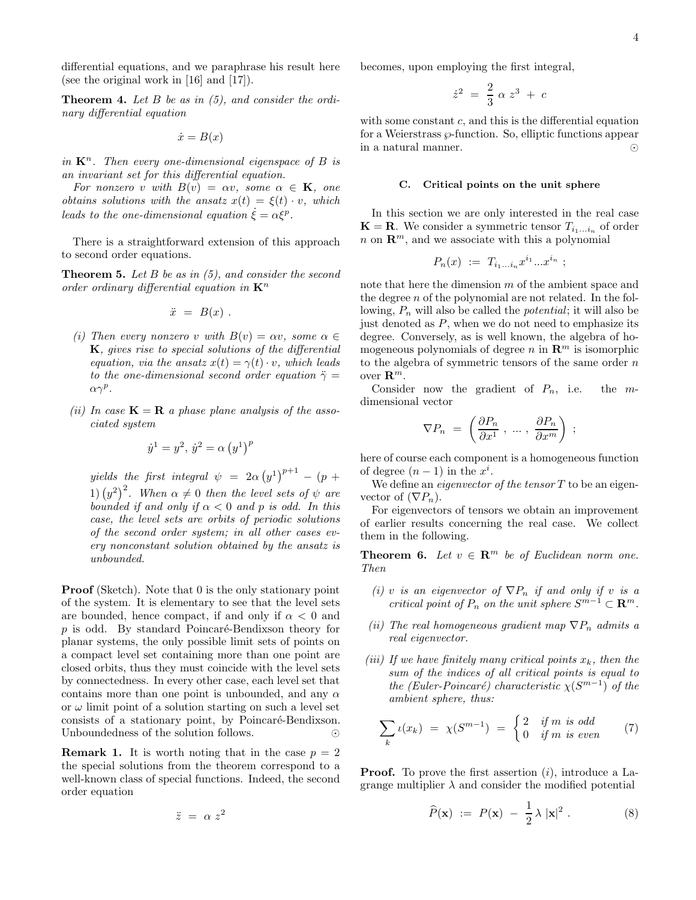differential equations, and we paraphrase his result here (see the original work in [16] and [17]).

**Theorem 4.** *Let $B$ be as in (5), and consider the ordinary differential equation*

$$\dot{x} = B(x)$$

*in $\mathbf{K}^n$. Then every one-dimensional eigenspace of $B$ is an invariant set for this differential equation.*

*For nonzero $v$ with $B(v) = \alpha v$, some $\alpha \in \mathbf{K}$, one obtains solutions with the ansatz $x(t) = \xi(t) \cdot v$, which leads to the one-dimensional equation $\dot{\xi} = \alpha \xi^p$.*

There is a straightforward extension of this approach to second order equations.

**Theorem 5.** *Let $B$ be as in (5), and consider the second order ordinary differential equation in $\mathbf{K}^n$*

$$\ddot{x} \;=\; B(x) \; .$$

- *(i) Then every nonzero $v$ with $B(v) = \alpha v$, some $\alpha \in \mathbf{K}$, gives rise to special solutions of the differential equation, via the ansatz $x(t) = \gamma(t) \cdot v$, which leads to the one-dimensional second order equation $\ddot{\gamma} = \alpha \gamma^p$.*

- *(ii) In case $\mathbf{K} = \mathbf{R}$ a phase plane analysis of the associated system*

$$\dot{y}^1 = y^2, \; \dot{y}^2 = \alpha \left(y^1\right)^p$$

*yields the first integral $\psi \;=\; 2\alpha \left(y^1\right)^{p+1} - (p+1)\left(y^2\right)^2$. When $\alpha \neq 0$ then the level sets of $\psi$ are bounded if and only if $\alpha < 0$ and $p$ is odd. In this case, the level sets are orbits of periodic solutions of the second order system; in all other cases every nonconstant solution obtained by the ansatz is unbounded.*

**Proof** (Sketch). Note that 0 is the only stationary point of the system. It is elementary to see that the level sets are bounded, hence compact, if and only if $\alpha < 0$ and $p$ is odd. By standard Poincaré-Bendixson theory for planar systems, the only possible limit sets of points on a compact level set containing more than one point are closed orbits, thus they must coincide with the level sets by connectedness. In every other case, each level set that contains more than one point is unbounded, and any $\alpha$ or $\omega$ limit point of a solution starting on such a level set consists of a stationary point, by Poincaré-Bendixson. Unboundedness of the solution follows. $\odot$

**Remark 1.** It is worth noting that in the case $p = 2$ the special solutions from the theorem correspond to a well-known class of special functions. Indeed, the second order equation

$$\ddot{z} \;=\; \alpha \; z^2$$

becomes, upon employing the first integral,

$$\dot{z}^2 \;=\; \frac{2}{3} \; \alpha \; z^3 \;+\; c$$

with some constant $c$, and this is the differential equation for a Weierstrass $\wp$-function. So, elliptic functions appear in a natural manner. $\odot$

### C. Critical points on the unit sphere

In this section we are only interested in the real case $\mathbf{K} = \mathbf{R}$. We consider a symmetric tensor $T_{i_1 \dots i_n}$ of order $n$ on $\mathbf{R}^m$, and we associate with this a polynomial

$$P_n(x) \;:=\; T_{i_1 \dots i_n} x^{i_1} \dots x^{i_n} \; ;$$

note that here the dimension $m$ of the ambient space and the degree $n$ of the polynomial are not related. In the following, $P_n$ will also be called the *potential*; it will also be just denoted as $P$, when we do not need to emphasize its degree. Conversely, as is well known, the algebra of homogeneous polynomials of degree $n$ in $\mathbf{R}^m$ is isomorphic to the algebra of symmetric tensors of the same order $n$ over $\mathbf{R}^m$.

Consider now the gradient of $P_n$, i.e. the $m$-dimensional vector

$$\nabla P_n \;=\; \left( \frac{\partial P_n}{\partial x^1} \; , \; \dots \; , \; \frac{\partial P_n}{\partial x^m} \right) \; ;$$

here of course each component is a homogeneous function of degree $(n-1)$ in the $x^i$.

We define an *eigenvector of the tensor* $T$ to be an eigenvector of $(\nabla P_n)$.

For eigenvectors of tensors we obtain an improvement of earlier results concerning the real case. We collect them in the following.

**Theorem 6.** *Let $v \in \mathbf{R}^m$ be of Euclidean norm one. Then*

- *(i) $v$ is an eigenvector of $\nabla P_n$ if and only if $v$ is a critical point of $P_n$ on the unit sphere $S^{m-1} \subset \mathbf{R}^m$.*

- *(ii) The real homogeneous gradient map $\nabla P_n$ admits a real eigenvector.*

- *(iii) If we have finitely many critical points $x_k$, then the sum of the indices of all critical points is equal to the (Euler-Poincaré) characteristic $\chi(S^{m-1})$ of the ambient sphere, thus:*

$$\sum_k \iota(x_k) \;=\; \chi(S^{m-1}) \;=\; \begin{cases} 2 & \textit{if } m \textit{ is odd} \\ 0 & \textit{if } m \textit{ is even} \end{cases} \qquad (7)$$

**Proof.** To prove the first assertion $(i)$, introduce a Lagrange multiplier $\lambda$ and consider the modified potential

$$\widehat{P}(\mathbf{x}) \;:=\; P(\mathbf{x}) \;-\; \frac{1}{2} \, \lambda \, |\mathbf{x}|^2 \; . \qquad (8)$$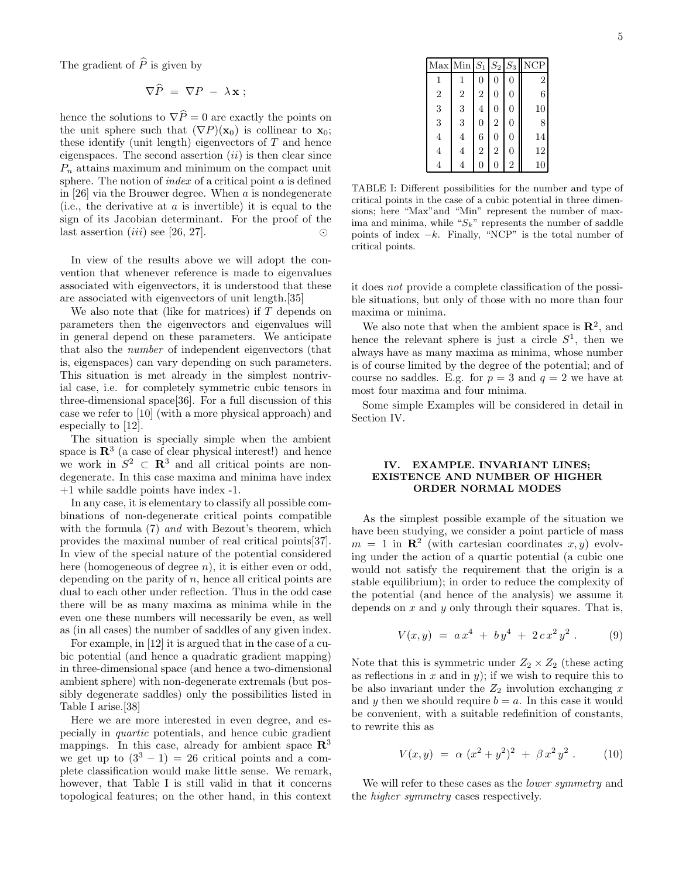The gradient of $\widehat{P}$ is given by

$$\nabla \widehat{P} \ = \ \nabla P \ - \ \lambda \, \mathbf{x} \ ;$$

hence the solutions to $\nabla \widehat{P} = 0$ are exactly the points on the unit sphere such that $(\nabla P)(\mathbf{x}_0)$ is collinear to $\mathbf{x}_0$; these identify (unit length) eigenvectors of $T$ and hence eigenspaces. The second assertion $(ii)$ is then clear since $P_n$ attains maximum and minimum on the compact unit sphere. The notion of *index* of a critical point $a$ is defined in [26] via the Brouwer degree. When $a$ is nondegenerate (i.e., the derivative at $a$ is invertible) it is equal to the sign of its Jacobian determinant. For the proof of the last assertion $(iii)$ see [26, 27]. $\odot$

In view of the results above we will adopt the convention that whenever reference is made to eigenvalues associated with eigenvectors, it is understood that these are associated with eigenvectors of unit length.[35]

We also note that (like for matrices) if $T$ depends on parameters then the eigenvectors and eigenvalues will in general depend on these parameters. We anticipate that also the *number* of independent eigenvectors (that is, eigenspaces) can vary depending on such parameters. This situation is met already in the simplest nontrivial case, i.e. for completely symmetric cubic tensors in three-dimensional space[36]. For a full discussion of this case we refer to [10] (with a more physical approach) and especially to [12].

The situation is specially simple when the ambient space is $\mathbf{R}^3$ (a case of clear physical interest!) and hence we work in $S^2 \subset \mathbf{R}^3$ and all critical points are nondegenerate. In this case maxima and minima have index $+1$ while saddle points have index -1.

In any case, it is elementary to classify all possible combinations of non-degenerate critical points compatible with the formula (7) *and* with Bezout's theorem, which provides the maximal number of real critical points[37]. In view of the special nature of the potential considered here (homogeneous of degree $n$), it is either even or odd, depending on the parity of $n$, hence all critical points are dual to each other under reflection. Thus in the odd case there will be as many maxima as minima while in the even one these numbers will necessarily be even, as well as (in all cases) the number of saddles of any given index.

For example, in [12] it is argued that in the case of a cubic potential (and hence a quadratic gradient mapping) in three-dimensional space (and hence a two-dimensional ambient sphere) with non-degenerate extremals (but possibly degenerate saddles) only the possibilities listed in Table I arise.[38]

Here we are more interested in even degree, and especially in *quartic* potentials, and hence cubic gradient mappings. In this case, already for ambient space $\mathbf{R}^3$ we get up to $(3^3 - 1) = 26$ critical points and a complete classification would make little sense. We remark, however, that Table I is still valid in that it concerns topological features; on the other hand, in this context

| Max | Min | $S_1$ | $S_2$ | $S_3$ | NCP |
|---|---|---|---|---|---|
| 1 | 1 | 0 | 0 | 0 | 2 |
| 2 | 2 | 2 | 0 | 0 | 6 |
| 3 | 3 | 4 | 0 | 0 | 10 |
| 3 | 3 | 0 | 2 | 0 | 8 |
| 4 | 4 | 6 | 0 | 0 | 14 |
| 4 | 4 | 2 | 2 | 0 | 12 |
| 4 | 4 | 0 | 0 | 2 | 10 |

TABLE I: Different possibilities for the number and type of critical points in the case of a cubic potential in three dimensions; here "Max" and "Min" represent the number of maxima and minima, while "$S_k$" represents the number of saddle points of index $-k$. Finally, "NCP" is the total number of critical points.

it does *not* provide a complete classification of the possible situations, but only of those with no more than four maxima or minima.

We also note that when the ambient space is $\mathbf{R}^2$, and hence the relevant sphere is just a circle $S^1$, then we always have as many maxima as minima, whose number is of course limited by the degree of the potential; and of course no saddles. E.g. for $p = 3$ and $q = 2$ we have at most four maxima and four minima.

Some simple Examples will be considered in detail in Section IV.

## IV. EXAMPLE. INVARIANT LINES; EXISTENCE AND NUMBER OF HIGHER ORDER NORMAL MODES

As the simplest possible example of the situation we have been studying, we consider a point particle of mass $m = 1$ in $\mathbf{R}^2$ (with cartesian coordinates $x, y$) evolving under the action of a quartic potential (a cubic one would not satisfy the requirement that the origin is a stable equilibrium); in order to reduce the complexity of the potential (and hence of the analysis) we assume it depends on $x$ and $y$ only through their squares. That is,

$$V(x,y) \ = \ a\, x^4 \ + \ b\, y^4 \ + \ 2\, c\, x^2\, y^2 \ . \qquad (9)$$

Note that this is symmetric under $Z_2 \times Z_2$ (these acting as reflections in $x$ and in $y$); if we wish to require this to be also invariant under the $Z_2$ involution exchanging $x$ and $y$ then we should require $b = a$. In this case it would be convenient, with a suitable redefinition of constants, to rewrite this as

$$V(x,y) \ = \ \alpha \ (x^2 + y^2)^2 \ + \ \beta\, x^2\, y^2 \ . \qquad (10)$$

We will refer to these cases as the *lower symmetry* and the *higher symmetry* cases respectively.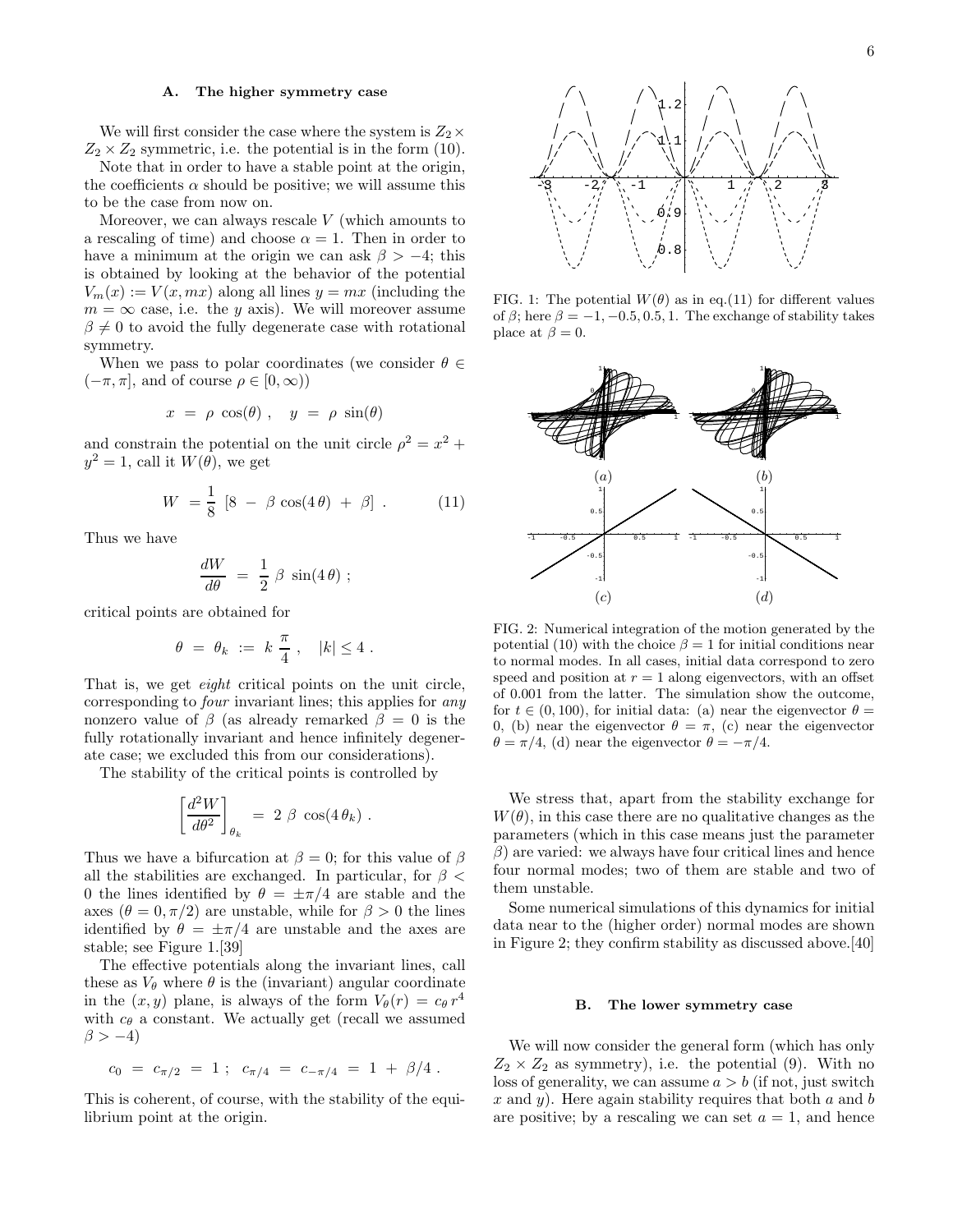### A. The higher symmetry case

We will first consider the case where the system is $Z_2 \times Z_2 \times Z_2$ symmetric, i.e. the potential is in the form (10).

Note that in order to have a stable point at the origin, the coefficients $\alpha$ should be positive; we will assume this to be the case from now on.

Moreover, we can always rescale $V$ (which amounts to a rescaling of time) and choose $\alpha = 1$. Then in order to have a minimum at the origin we can ask $\beta > -4$; this is obtained by looking at the behavior of the potential $V_m(x) := V(x, mx)$ along all lines $y = mx$ (including the $m = \infty$ case, i.e. the $y$ axis). We will moreover assume $\beta \neq 0$ to avoid the fully degenerate case with rotational symmetry.

When we pass to polar coordinates (we consider $\theta \in (-\pi, \pi]$, and of course $\rho \in [0, \infty)$)

$$x = \rho \cos(\theta) , \quad y = \rho \sin(\theta)$$

and constrain the potential on the unit circle $\rho^2 = x^2 + y^2 = 1$, call it $W(\theta)$, we get

$$W = \frac{1}{8} \left[ 8 - \beta \cos(4\theta) + \beta \right] . \qquad (11)$$

Thus we have

$$\frac{dW}{d\theta} = \frac{1}{2} \beta \sin(4\theta) ;$$

critical points are obtained for

$$\theta = \theta_k := k \frac{\pi}{4} , \quad |k| \leq 4 .$$

That is, we get *eight* critical points on the unit circle, corresponding to *four* invariant lines; this applies for *any* nonzero value of $\beta$ (as already remarked $\beta = 0$ is the fully rotationally invariant and hence infinitely degenerate case; we excluded this from our considerations).

The stability of the critical points is controlled by

$$\left[ \frac{d^2 W}{d\theta^2} \right]_{\theta_k} = 2 \beta \cos(4\theta_k) .$$

Thus we have a bifurcation at $\beta = 0$; for this value of $\beta$ all the stabilities are exchanged. In particular, for $\beta < 0$ the lines identified by $\theta = \pm\pi/4$ are stable and the axes ($\theta = 0, \pi/2$) are unstable, while for $\beta > 0$ the lines identified by $\theta = \pm\pi/4$ are unstable and the axes are stable; see Figure 1.[39]

The effective potentials along the invariant lines, call these as $V_\theta$ where $\theta$ is the (invariant) angular coordinate in the $(x, y)$ plane, is always of the form $V_\theta(r) = c_\theta r^4$ with $c_\theta$ a constant. We actually get (recall we assumed $\beta > -4$)

$$c_0 = c_{\pi/2} = 1 ; \quad c_{\pi/4} = c_{-\pi/4} = 1 + \beta/4 .$$

This is coherent, of course, with the stability of the equilibrium point at the origin.

FIG. 1: The potential $W(\theta)$ as in eq.(11) for different values of $\beta$; here $\beta = -1, -0.5, 0.5, 1$. The exchange of stability takes place at $\beta = 0$.

FIG. 2: Numerical integration of the motion generated by the potential (10) with the choice $\beta = 1$ for initial conditions near to normal modes. In all cases, initial data correspond to zero speed and position at $r = 1$ along eigenvectors, with an offset of 0.001 from the latter. The simulation show the outcome, for $t \in (0, 100)$, for initial data: (a) near the eigenvector $\theta = 0$, (b) near the eigenvector $\theta = \pi$, (c) near the eigenvector $\theta = \pi/4$, (d) near the eigenvector $\theta = -\pi/4$.

We stress that, apart from the stability exchange for $W(\theta)$, in this case there are no qualitative changes as the parameters (which in this case means just the parameter $\beta$) are varied: we always have four critical lines and hence four normal modes; two of them are stable and two of them unstable.

Some numerical simulations of this dynamics for initial data near to the (higher order) normal modes are shown in Figure 2; they confirm stability as discussed above.[40]

### B. The lower symmetry case

We will now consider the general form (which has only $Z_2 \times Z_2$ as symmetry), i.e. the potential (9). With no loss of generality, we can assume $a > b$ (if not, just switch $x$ and $y$). Here again stability requires that both $a$ and $b$ are positive; by a rescaling we can set $a = 1$, and hence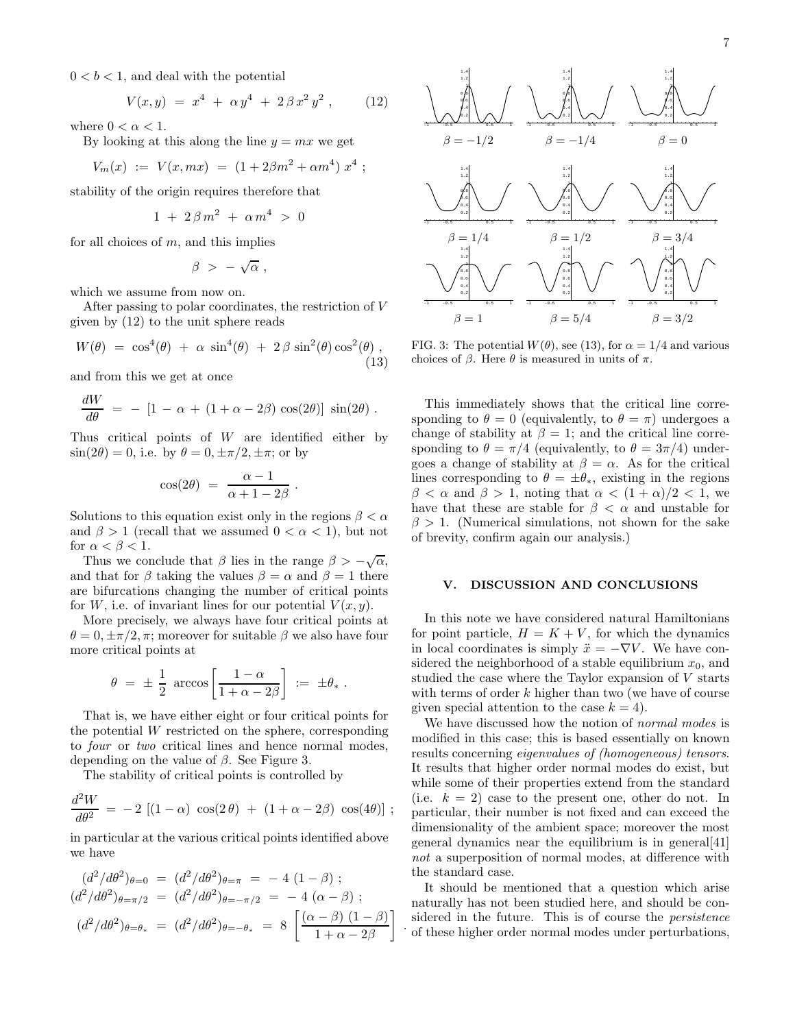$0 < b < 1$, and deal with the potential

$$V(x,y) \ = \ x^4 \ + \ \alpha \, y^4 \ + \ 2 \, \beta \, x^2 \, y^2 \ , \qquad (12)$$

where $0 < \alpha < 1$.

By looking at this along the line $y = mx$ we get

$$V_m(x) \ := \ V(x, mx) \ = \ (1 + 2\beta m^2 + \alpha m^4) \, x^4 \ ;$$

stability of the origin requires therefore that

$$1 \ + \ 2 \, \beta \, m^2 \ + \ \alpha \, m^4 \ > \ 0$$

for all choices of $m$, and this implies

$$\beta \ > \ - \sqrt{\alpha} \ ,$$

which we assume from now on.

After passing to polar coordinates, the restriction of $V$ given by (12) to the unit sphere reads

$$W(\theta) \ = \ \cos^4(\theta) \ + \ \alpha \ \sin^4(\theta) \ + \ 2 \, \beta \, \sin^2(\theta) \cos^2(\theta) \ , \qquad (13)$$

and from this we get at once

$$\frac{dW}{d\theta} \ = \ - \ [1 \, - \, \alpha \, + \, (1 + \alpha - 2\beta) \, \cos(2\theta)] \ \sin(2\theta) \ .$$

Thus critical points of $W$ are identified either by $\sin(2\theta) = 0$, i.e. by $\theta = 0, \pm\pi/2, \pm\pi$; or by

$$\cos(2\theta) \ = \ \frac{\alpha - 1}{\alpha + 1 - 2\beta} \ .$$

Solutions to this equation exist only in the regions $\beta < \alpha$ and $\beta > 1$ (recall that we assumed $0 < \alpha < 1$), but not for $\alpha < \beta < 1$.

Thus we conclude that $\beta$ lies in the range $\beta > -\sqrt{\alpha}$, and that for $\beta$ taking the values $\beta = \alpha$ and $\beta = 1$ there are bifurcations changing the number of critical points for $W$, i.e. of invariant lines for our potential $V(x,y)$.

More precisely, we always have four critical points at $\theta = 0, \pm\pi/2, \pi$; moreover for suitable $\beta$ we also have four more critical points at

$$\theta \ = \ \pm \ \frac{1}{2} \ \arccos \left[ \frac{1 - \alpha}{1 + \alpha - 2\beta} \right] \ := \ \pm \theta_* \ .$$

That is, we have either eight or four critical points for the potential $W$ restricted on the sphere, corresponding to *four* or *two* critical lines and hence normal modes, depending on the value of $\beta$. See Figure 3.

The stability of critical points is controlled by

$$\frac{d^2 W}{d\theta^2} \ = \ - \, 2 \ [(1 - \alpha) \ \cos(2\,\theta) \ + \ (1 + \alpha - 2\beta) \ \cos(4\theta)] \ ;$$

in particular at the various critical points identified above we have

$$(d^2/d\theta^2)_{\theta=0} \ = \ (d^2/d\theta^2)_{\theta=\pi} \ = \ - \, 4 \ (1 - \beta) \ ;$$
$$(d^2/d\theta^2)_{\theta=\pi/2} \ = \ (d^2/d\theta^2)_{\theta=-\pi/2} \ = \ - \, 4 \ (\alpha - \beta) \ ;$$
$$(d^2/d\theta^2)_{\theta=\theta_*} \ = \ (d^2/d\theta^2)_{\theta=-\theta_*} \ = \ 8 \ \left[ \frac{(\alpha - \beta) \ (1 - \beta)}{1 + \alpha - 2\beta} \right] \ .$$

FIG. 3: The potential $W(\theta)$, see (13), for $\alpha = 1/4$ and various choices of $\beta$. Here $\theta$ is measured in units of $\pi$. (Panels: $\beta = -1/2$, $\beta = -1/4$, $\beta = 0$, $\beta = 1/4$, $\beta = 1/2$, $\beta = 3/4$, $\beta = 1$, $\beta = 5/4$, $\beta = 3/2$.)

This immediately shows that the critical line corresponding to $\theta = 0$ (equivalently, to $\theta = \pi$) undergoes a change of stability at $\beta = 1$; and the critical line corresponding to $\theta = \pi/4$ (equivalently, to $\theta = 3\pi/4$) undergoes a change of stability at $\beta = \alpha$. As for the critical lines corresponding to $\theta = \pm\theta_*$, existing in the regions $\beta < \alpha$ and $\beta > 1$, noting that $\alpha < (1 + \alpha)/2 < 1$, we have that these are stable for $\beta < \alpha$ and unstable for $\beta > 1$. (Numerical simulations, not shown for the sake of brevity, confirm again our analysis.)

## V. DISCUSSION AND CONCLUSIONS

In this note we have considered natural Hamiltonians for point particle, $H = K + V$, for which the dynamics in local coordinates is simply $\ddot{x} = -\nabla V$. We have considered the neighborhood of a stable equilibrium $x_0$, and studied the case where the Taylor expansion of $V$ starts with terms of order $k$ higher than two (we have of course given special attention to the case $k = 4$).

We have discussed how the notion of *normal modes* is modified in this case; this is based essentially on known results concerning *eigenvalues of (homogeneous) tensors*. It results that higher order normal modes do exist, but while some of their properties extend from the standard (i.e. $k = 2$) case to the present one, other do not. In particular, their number is not fixed and can exceed the dimensionality of the ambient space; moreover the most general dynamics near the equilibrium is in general[41] *not* a superposition of normal modes, at difference with the standard case.

It should be mentioned that a question which arise naturally has not been studied here, and should be considered in the future. This is of course the *persistence* of these higher order normal modes under perturbations,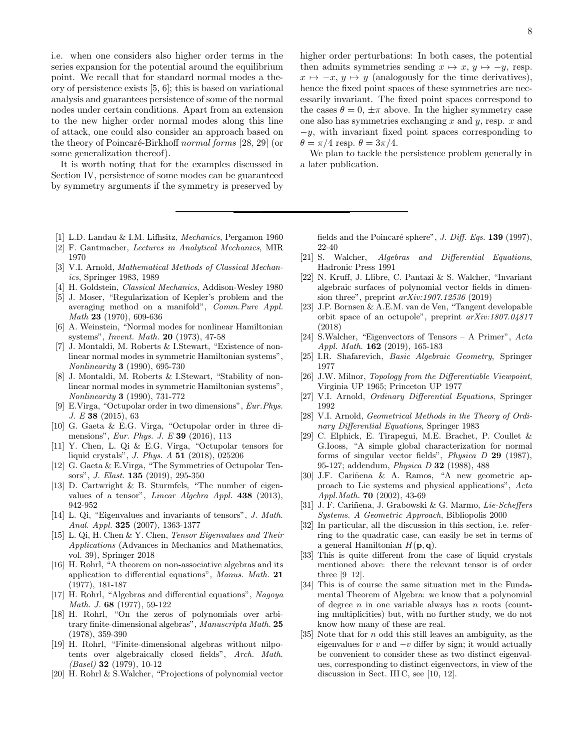i.e. when one considers also higher order terms in the series expansion for the potential around the equilibrium point. We recall that for standard normal modes a theory of persistence exists [5, 6]; this is based on variational analysis and guarantees persistence of some of the normal nodes under certain conditions. Apart from an extension to the new higher order normal modes along this line of attack, one could also consider an approach based on the theory of Poincaré-Birkhoff *normal forms* [28, 29] (or some generalization thereof).

It is worth noting that for the examples discussed in Section IV, persistence of some modes can be guaranteed by symmetry arguments if the symmetry is preserved by higher order perturbations: In both cases, the potential then admits symmetries sending $x \mapsto x$, $y \mapsto -y$, resp. $x \mapsto -x$, $y \mapsto y$ (analogously for the time derivatives), hence the fixed point spaces of these symmetries are necessarily invariant. The fixed point spaces correspond to the cases $\theta = 0, \pm\pi$ above. In the higher symmetry case one also has symmetries exchanging $x$ and $y$, resp. $x$ and $-y$, with invariant fixed point spaces corresponding to $\theta = \pi/4$ resp. $\theta = 3\pi/4$.

We plan to tackle the persistence problem generally in a later publication.

---

[1] L.D. Landau & I.M. Lifhsitz, *Mechanics*, Pergamon 1960

[2] F. Gantmacher, *Lectures in Analytical Mechanics*, MIR 1970

[3] V.I. Arnold, *Mathematical Methods of Classical Mechanics*, Springer 1983, 1989

[4] H. Goldstein, *Classical Mechanics*, Addison-Wesley 1980

[5] J. Moser, "Regularization of Kepler's problem and the averaging method on a manifold", *Comm.Pure Appl. Math* **23** (1970), 609-636

[6] A. Weinstein, "Normal modes for nonlinear Hamiltonian systems", *Invent. Math.* **20** (1973), 47-58

[7] J. Montaldi, M. Roberts & I.Stewart, "Existence of nonlinear normal modes in symmetric Hamiltonian systems", *Nonlinearity* **3** (1990), 695-730

[8] J. Montaldi, M. Roberts & I.Stewart, "Stability of nonlinear normal modes in symmetric Hamiltonian systems", *Nonlinearity* **3** (1990), 731-772

[9] E.Virga, "Octupolar order in two dimensions", *Eur.Phys. J. E* **38** (2015), 63

[10] G. Gaeta & E.G. Virga, "Octupolar order in three dimensions", *Eur. Phys. J. E* **39** (2016), 113

[11] Y. Chen, L. Qi & E.G. Virga, "Octupolar tensors for liquid crystals", *J. Phys. A* **51** (2018), 025206

[12] G. Gaeta & E.Virga, "The Symmetries of Octupolar Tensors", *J. Elast.* **135** (2019), 295-350

[13] D. Cartwright & B. Sturmfels, "The number of eigenvalues of a tensor", *Linear Algebra Appl.* **438** (2013), 942-952

[14] L. Qi, "Eigenvalues and invariants of tensors", *J. Math. Anal. Appl.* **325** (2007), 1363-1377

[15] L. Qi, H. Chen & Y. Chen, *Tensor Eigenvalues and Their Applications* (Advances in Mechanics and Mathematics, vol. 39), Springer 2018

[16] H. Rohrl, "A theorem on non-associative algebras and its application to differential equations", *Manus. Math.* **21** (1977), 181-187

[17] H. Rohrl, "Algebras and differential equations", *Nagoya Math. J.* **68** (1977), 59-122

[18] H. Rohrl, "On the zeros of polynomials over arbitrary finite-dimensional algebras", *Manuscripta Math.* **25** (1978), 359-390

[19] H. Rohrl, "Finite-dimensional algebras without nilpotents over algebraically closed fields", *Arch. Math. (Basel)* **32** (1979), 10-12

[20] H. Rohrl & S.Walcher, "Projections of polynomial vector fields and the Poincaré sphere", *J. Diff. Eqs.* **139** (1997), 22-40

[21] S. Walcher, *Algebras and Differential Equations*, Hadronic Press 1991

[22] N. Kruff, J. Llibre, C. Pantazi & S. Walcher, "Invariant algebraic surfaces of polynomial vector fields in dimension three", preprint *arXiv:1907.12536* (2019)

[23] J.P. Bornsen & A.E.M. van de Ven, "Tangent developable orbit space of an octupole", preprint *arXiv:1807.04817* (2018)

[24] S.Walcher, "Eigenvectors of Tensors – A Primer", *Acta Appl. Math.* **162** (2019), 165-183

[25] I.R. Shafarevich, *Basic Algebraic Geometry*, Springer 1977

[26] J.W. Milnor, *Topology from the Differentiable Viewpoint*, Virginia UP 1965; Princeton UP 1977

[27] V.I. Arnold, *Ordinary Differential Equations*, Springer 1992

[28] V.I. Arnold, *Geometrical Methods in the Theory of Ordinary Differential Equations*, Springer 1983

[29] C. Elphick, E. Tirapegui, M.E. Brachet, P. Coullet & G.Iooss, "A simple global characterization for normal forms of singular vector fields", *Physica D* **29** (1987), 95-127; addendum, *Physica D* **32** (1988), 488

[30] J.F. Cariñena & A. Ramos, "A new geometric approach to Lie systems and physical applications", *Acta Appl.Math.* **70** (2002), 43-69

[31] J. F. Cariñena, J. Grabowski & G. Marmo, *Lie-Scheffers Systems. A Geometric Approach*, Bibliopolis 2000

[32] In particular, all the discussion in this section, i.e. referring to the quadratic case, can easily be set in terms of a general Hamiltonian $H(\mathbf{p}, \mathbf{q})$.

[33] This is quite different from the case of liquid crystals mentioned above: there the relevant tensor is of order three [9–12].

[34] This is of course the same situation met in the Fundamental Theorem of Algebra: we know that a polynomial of degree $n$ in one variable always has $n$ roots (counting multiplicities) but, with no further study, we do not know how many of these are real.

[35] Note that for $n$ odd this still leaves an ambiguity, as the eigenvalues for $v$ and $-v$ differ by sign; it would actually be convenient to consider these as two distinct eigenvalues, corresponding to distinct eigenvectors, in view of the discussion in Sect. III C, see [10, 12].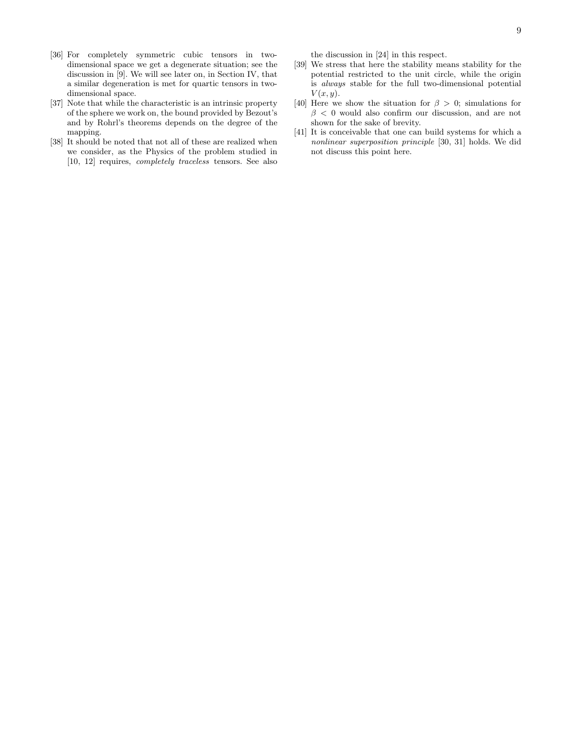[36] For completely symmetric cubic tensors in two-dimensional space we get a degenerate situation; see the discussion in [9]. We will see later on, in Section IV, that a similar degeneration is met for quartic tensors in two-dimensional space.

[37] Note that while the characteristic is an intrinsic property of the sphere we work on, the bound provided by Bezout's and by Rohrl's theorems depends on the degree of the mapping.

[38] It should be noted that not all of these are realized when we consider, as the Physics of the problem studied in [10, 12] requires, *completely traceless* tensors. See also the discussion in [24] in this respect.

[39] We stress that here the stability means stability for the potential restricted to the unit circle, while the origin is *always* stable for the full two-dimensional potential $V(x, y)$.

[40] Here we show the situation for $\beta > 0$; simulations for $\beta < 0$ would also confirm our discussion, and are not shown for the sake of brevity.

[41] It is conceivable that one can build systems for which a *nonlinear superposition principle* [30, 31] holds. We did not discuss this point here.